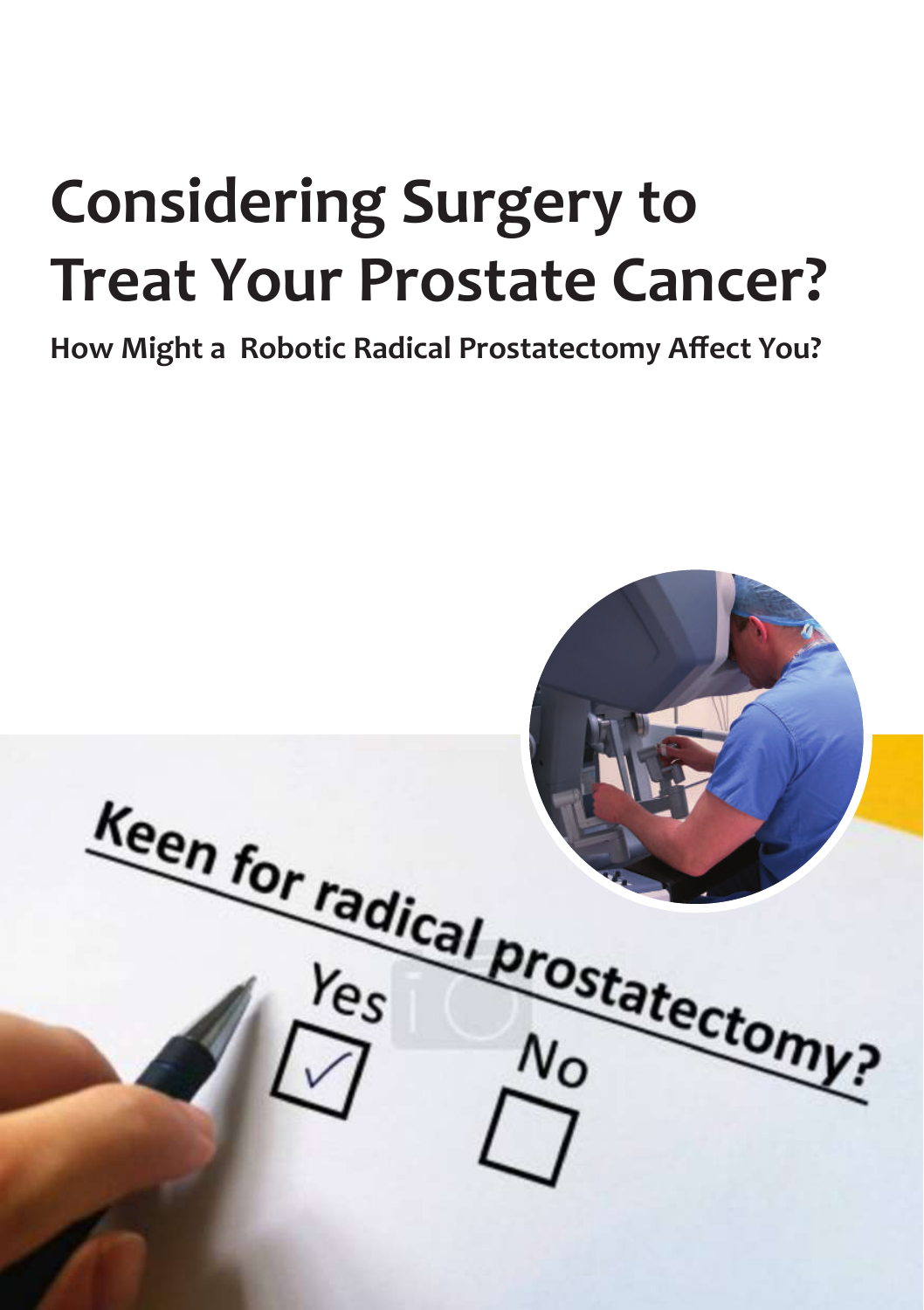# Considering Surgery to Treat Your Prostate Cancer?

**How Might a Robotic Radical Prostatectomy Affect You?**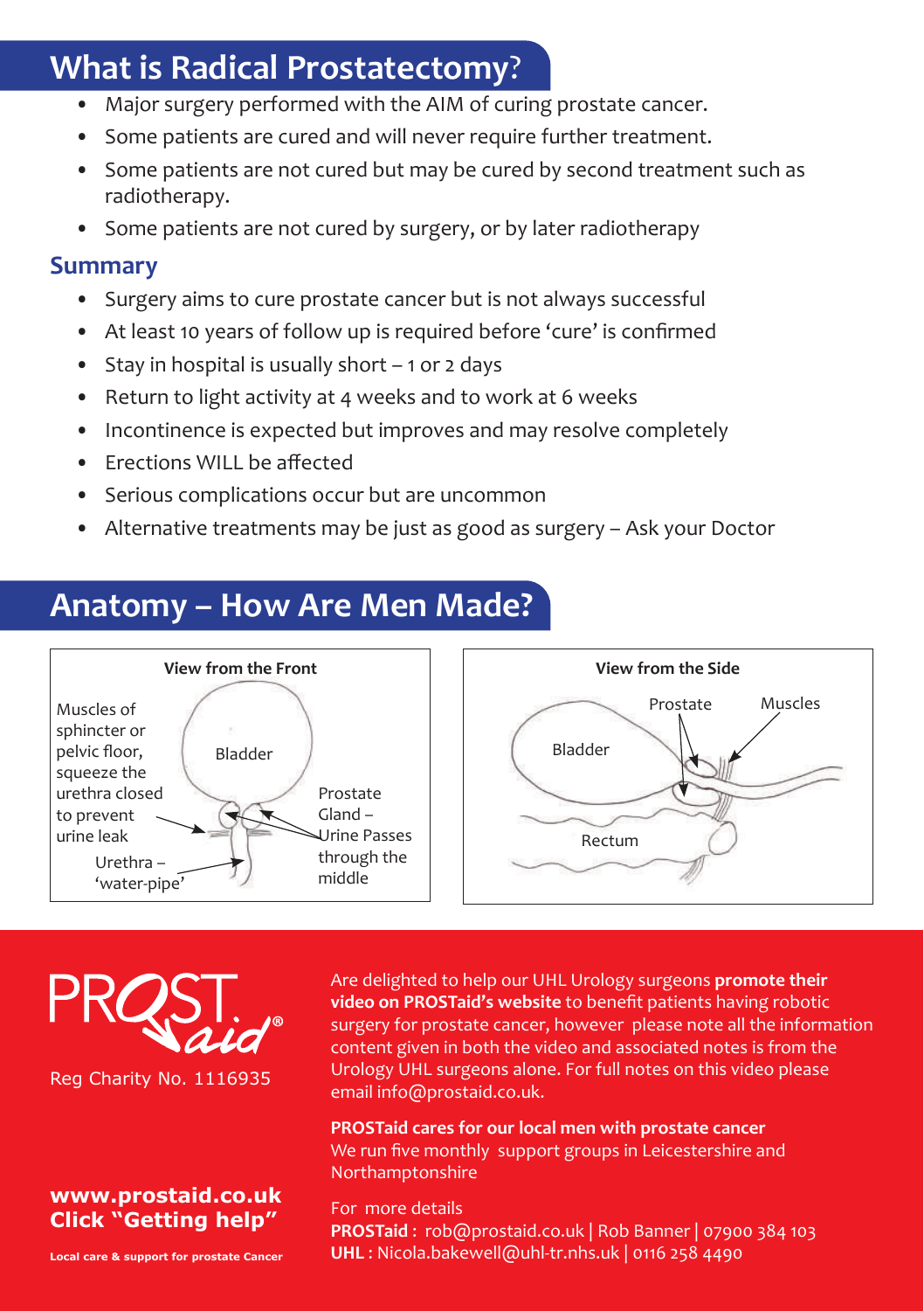## What is Radical Prostatectomy?

- Major surgery performed with the AIM of curing prostate cancer.
- Some patients are cured and will never require further treatment.
- Some patients are not cured but may be cured by second treatment such as radiotherapy.
- Some patients are not cured by surgery, or by later radiotherapy

### Summary

- Surgery aims to cure prostate cancer but is not always successful
- At least 10 years of follow up is required before 'cure' is confirmed
- Stay in hospital is usually short – 1 or 2 days
- Return to light activity at 4 weeks and to work at 6 weeks
- Incontinence is expected but improves and may resolve completely
- Erections WILL be affected
- Serious complications occur but are uncommon
- Alternative treatments may be just as good as surgery – Ask your Doctor

## Anatomy – How Are Men Made?

**View from the Front**

Muscles of sphincter or pelvic floor, squeeze the urethra closed to prevent urine leak

Bladder

Prostate Gland – Urine Passes through the middle

Urethra – 'water-pipe'

**View from the Side**

Prostate

Muscles

Bladder

Rectum

PROSTaid®

Reg Charity No. 1116935

Are delighted to help our UHL Urology surgeons **promote their video on PROSTaid's website** to benefit patients having robotic surgery for prostate cancer, however please note all the information content given in both the video and associated notes is from the Urology UHL surgeons alone. For full notes on this video please email info@prostaid.co.uk.

**PROSTaid cares for our local men with prostate cancer**
We run five monthly support groups in Leicestershire and Northamptonshire

For more details
**PROSTaid** : rob@prostaid.co.uk | Rob Banner | 07900 384 103
**UHL** : Nicola.bakewell@uhl-tr.nhs.uk | 0116 258 4490

**www.prostaid.co.uk**
**Click "Getting help"**

**Local care & support for prostate Cancer**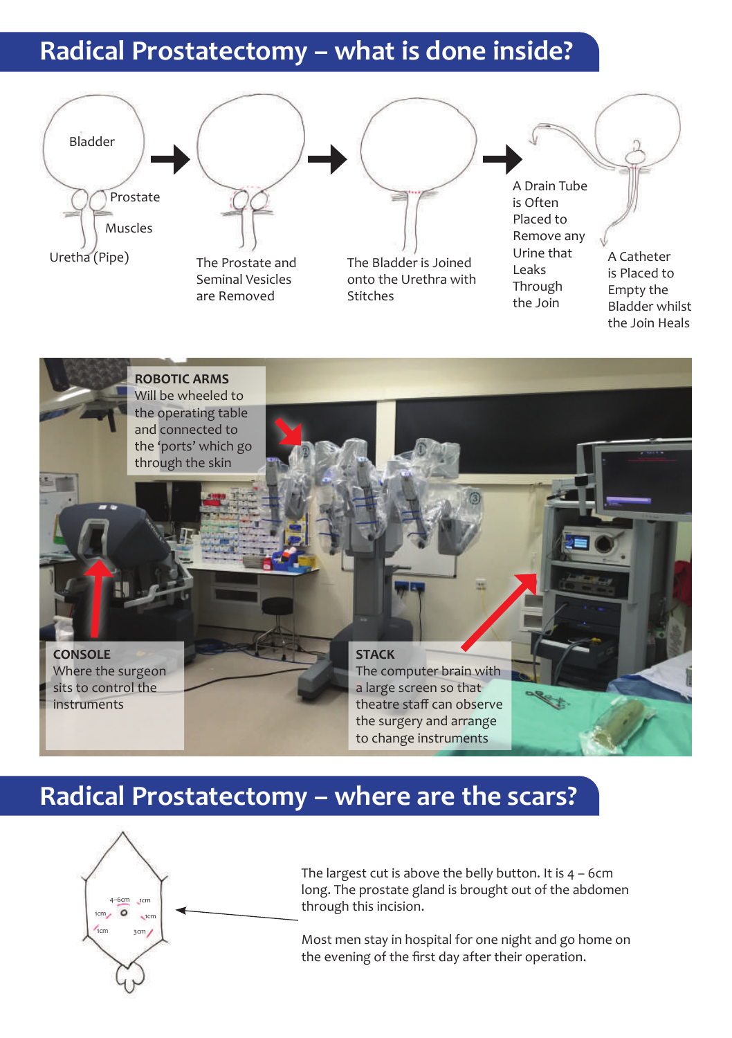## Radical Prostatectomy – what is done inside?

Bladder

Prostate

Muscles

Uretha (Pipe)

The Prostate and Seminal Vesicles are Removed

The Bladder is Joined onto the Urethra with Stitches

A Drain Tube is Often Placed to Remove any Urine that Leaks Through the Join

A Catheter is Placed to Empty the Bladder whilst the Join Heals

**ROBOTIC ARMS**
Will be wheeled to the operating table and connected to the 'ports' which go through the skin

**CONSOLE**
Where the surgeon sits to control the instruments

**STACK**
The computer brain with a large screen so that theatre staff can observe the surgery and arrange to change instruments

## Radical Prostatectomy – where are the scars?

4–6cm 1cm 1cm 1cm 1cm 3cm

The largest cut is above the belly button. It is 4 – 6cm long. The prostate gland is brought out of the abdomen through this incision.

Most men stay in hospital for one night and go home on the evening of the first day after their operation.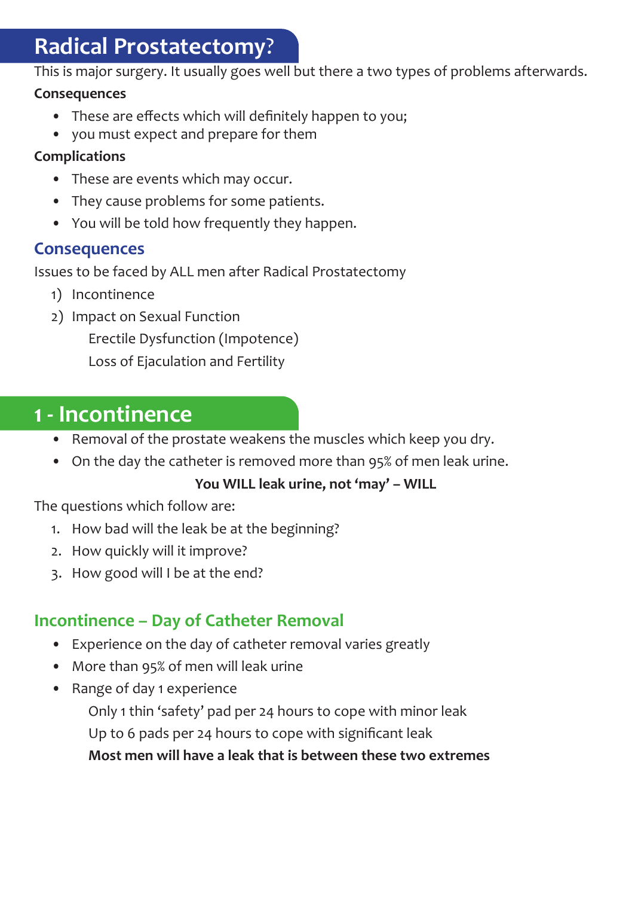# Radical Prostatectomy?

This is major surgery. It usually goes well but there a two types of problems afterwards.

**Consequences**

- These are effects which will definitely happen to you;
- you must expect and prepare for them

**Complications**

- These are events which may occur.
- They cause problems for some patients.
- You will be told how frequently they happen.

## Consequences

Issues to be faced by ALL men after Radical Prostatectomy

1) Incontinence
2) Impact on Sexual Function
   
   Erectile Dysfunction (Impotence)
   
   Loss of Ejaculation and Fertility

# 1 - Incontinence

- Removal of the prostate weakens the muscles which keep you dry.
- On the day the catheter is removed more than 95% of men leak urine.

**You WILL leak urine, not 'may' – WILL**

The questions which follow are:

1. How bad will the leak be at the beginning?
2. How quickly will it improve?
3. How good will I be at the end?

## Incontinence – Day of Catheter Removal

- Experience on the day of catheter removal varies greatly
- More than 95% of men will leak urine
- Range of day 1 experience
  
  Only 1 thin 'safety' pad per 24 hours to cope with minor leak
  
  Up to 6 pads per 24 hours to cope with significant leak
  
  **Most men will have a leak that is between these two extremes**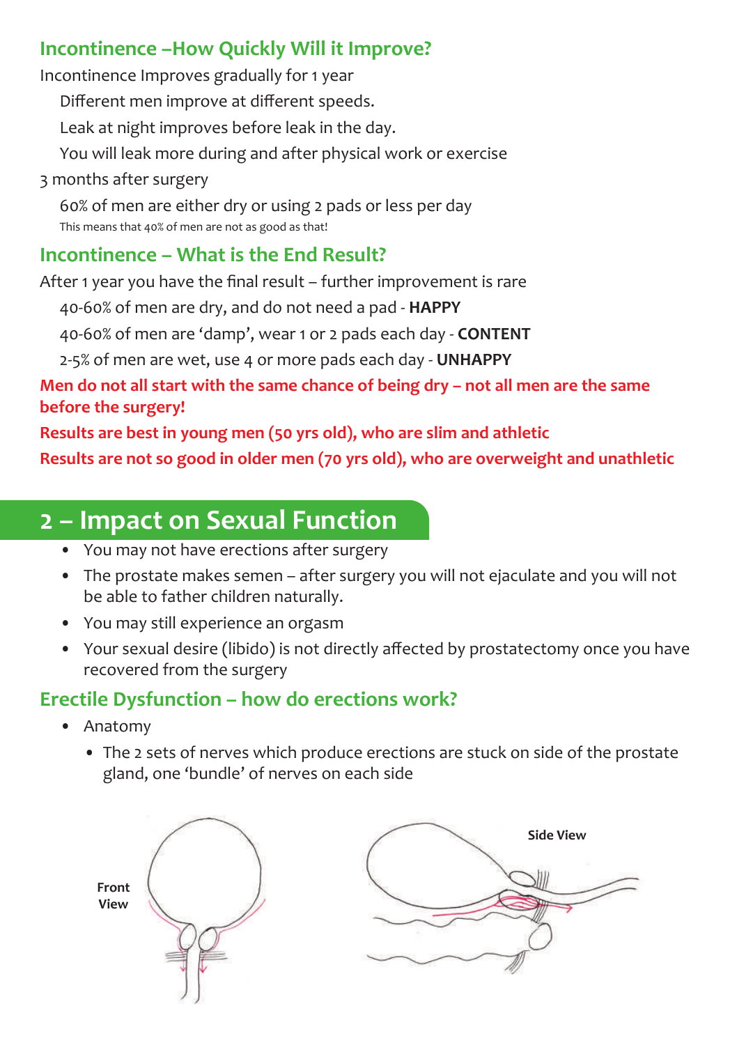## Incontinence –How Quickly Will it Improve?

Incontinence Improves gradually for 1 year

- Different men improve at different speeds.
- Leak at night improves before leak in the day.
- You will leak more during and after physical work or exercise

3 months after surgery

- 60% of men are either dry or using 2 pads or less per day

This means that 40% of men are not as good as that!

## Incontinence – What is the End Result?

After 1 year you have the final result – further improvement is rare

- 40-60% of men are dry, and do not need a pad - **HAPPY**
- 40-60% of men are 'damp', wear 1 or 2 pads each day - **CONTENT**
- 2-5% of men are wet, use 4 or more pads each day - **UNHAPPY**

**Men do not all start with the same chance of being dry – not all men are the same before the surgery!**

**Results are best in young men (50 yrs old), who are slim and athletic**

**Results are not so good in older men (70 yrs old), who are overweight and unathletic**

# 2 – Impact on Sexual Function

- You may not have erections after surgery
- The prostate makes semen – after surgery you will not ejaculate and you will not be able to father children naturally.
- You may still experience an orgasm
- Your sexual desire (libido) is not directly affected by prostatectomy once you have recovered from the surgery

## Erectile Dysfunction – how do erections work?

- Anatomy
  - The 2 sets of nerves which produce erections are stuck on side of the prostate gland, one 'bundle' of nerves on each side

Front View

Side View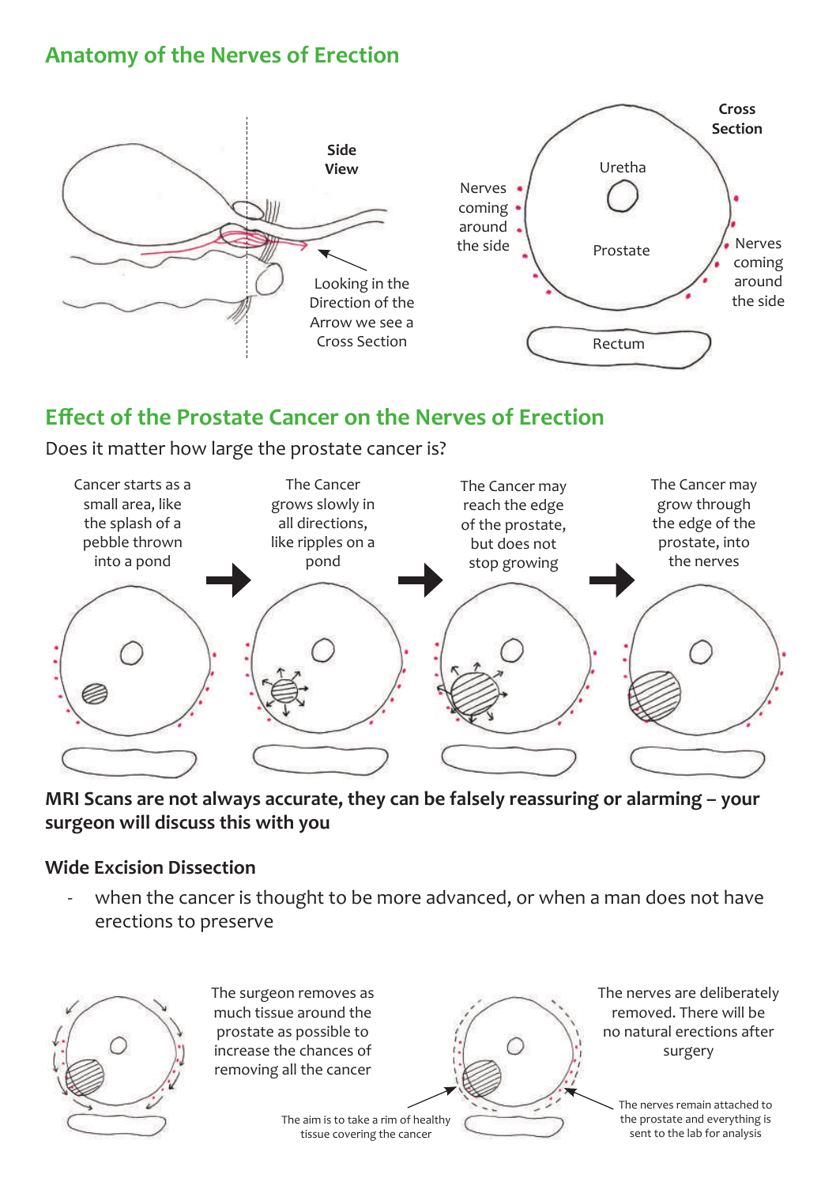## Anatomy of the Nerves of Erection

**Side View**

Looking in the Direction of the Arrow we see a Cross Section

**Cross Section**

Uretha

Prostate

Nerves coming around the side

Nerves coming around the side

Rectum

## Effect of the Prostate Cancer on the Nerves of Erection

Does it matter how large the prostate cancer is?

Cancer starts as a small area, like the splash of a pebble thrown into a pond → The Cancer grows slowly in all directions, like ripples on a pond → The Cancer may reach the edge of the prostate, but does not stop growing → The Cancer may grow through the edge of the prostate, into the nerves

**MRI Scans are not always accurate, they can be falsely reassuring or alarming – your surgeon will discuss this with you**

### Wide Excision Dissection

- when the cancer is thought to be more advanced, or when a man does not have erections to preserve

The surgeon removes as much tissue around the prostate as possible to increase the chances of removing all the cancer

The aim is to take a rim of healthy tissue covering the cancer

The nerves are deliberately removed. There will be no natural erections after surgery

The nerves remain attached to the prostate and everything is sent to the lab for analysis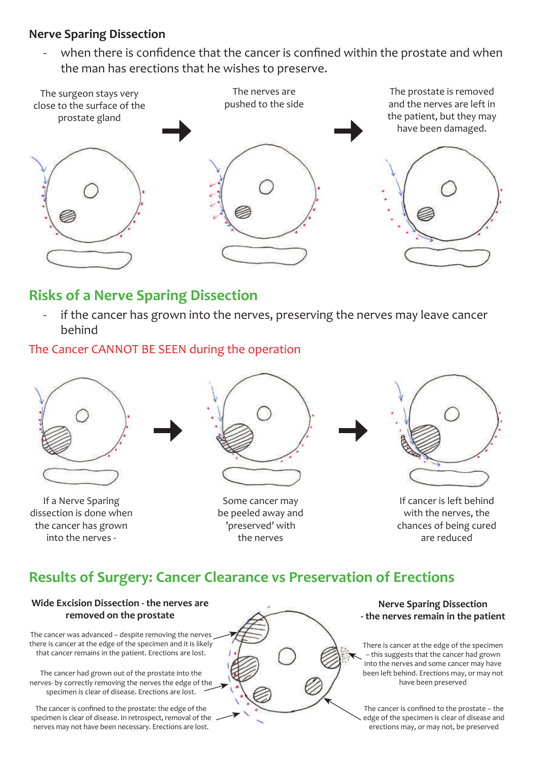**Nerve Sparing Dissection**

- when there is confidence that the cancer is confined within the prostate and when the man has erections that he wishes to preserve.

The surgeon stays very close to the surface of the prostate gland

The nerves are pushed to the side

The prostate is removed and the nerves are left in the patient, but they may have been damaged.

## Risks of a Nerve Sparing Dissection

- if the cancer has grown into the nerves, preserving the nerves may leave cancer behind

The Cancer CANNOT BE SEEN during the operation

If a Nerve Sparing dissection is done when the cancer has grown into the nerves -

Some cancer may be peeled away and 'preserved' with the nerves

If cancer is left behind with the nerves, the chances of being cured are reduced

## Results of Surgery: Cancer Clearance vs Preservation of Erections

**Wide Excision Dissection - the nerves are removed on the prostate**

The cancer was advanced – despite removing the nerves there is cancer at the edge of the specimen and it is likely that cancer remains in the patient. Erections are lost.

The cancer had grown out of the prostate into the nerves- by correctly removing the nerves the edge of the specimen is clear of disease. Erections are lost.

The cancer is confined to the prostate: the edge of the specimen is clear of disease. In retrospect, removal of the nerves may not have been necessary. Erections are lost.

**Nerve Sparing Dissection - the nerves remain in the patient**

There is cancer at the edge of the specimen – this suggests that the cancer had grown into the nerves and some cancer may have been left behind. Erections may, or may not have been preserved

The cancer is confined to the prostate – the edge of the specimen is clear of disease and erections may, or may not, be preserved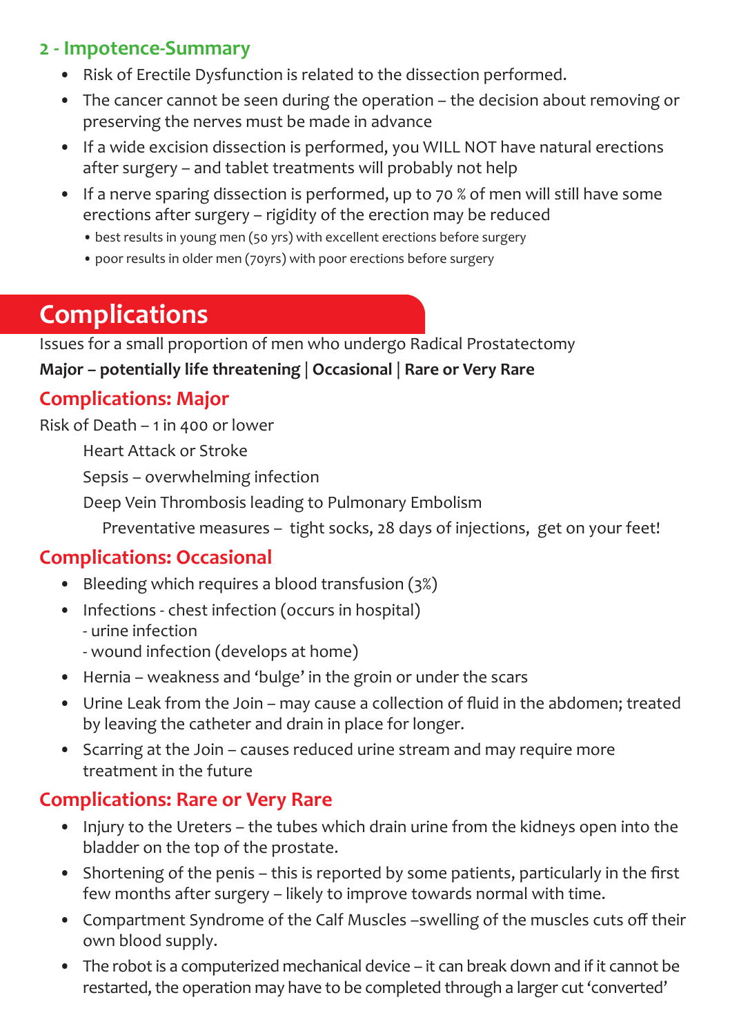## 2 - Impotence-Summary

- Risk of Erectile Dysfunction is related to the dissection performed.
- The cancer cannot be seen during the operation – the decision about removing or preserving the nerves must be made in advance
- If a wide excision dissection is performed, you WILL NOT have natural erections after surgery – and tablet treatments will probably not help
- If a nerve sparing dissection is performed, up to 70 % of men will still have some erections after surgery – rigidity of the erection may be reduced
  - best results in young men (50 yrs) with excellent erections before surgery
  - poor results in older men (70yrs) with poor erections before surgery

# Complications

Issues for a small proportion of men who undergo Radical Prostatectomy

**Major – potentially life threatening** | **Occasional** | **Rare or Very Rare**

## Complications: Major

Risk of Death – 1 in 400 or lower

Heart Attack or Stroke

Sepsis – overwhelming infection

Deep Vein Thrombosis leading to Pulmonary Embolism

Preventative measures – tight socks, 28 days of injections, get on your feet!

## Complications: Occasional

- Bleeding which requires a blood transfusion (3%)
- Infections - chest infection (occurs in hospital)
  - urine infection
  - wound infection (develops at home)
- Hernia – weakness and 'bulge' in the groin or under the scars
- Urine Leak from the Join – may cause a collection of fluid in the abdomen; treated by leaving the catheter and drain in place for longer.
- Scarring at the Join – causes reduced urine stream and may require more treatment in the future

## Complications: Rare or Very Rare

- Injury to the Ureters – the tubes which drain urine from the kidneys open into the bladder on the top of the prostate.
- Shortening of the penis – this is reported by some patients, particularly in the first few months after surgery – likely to improve towards normal with time.
- Compartment Syndrome of the Calf Muscles –swelling of the muscles cuts off their own blood supply.
- The robot is a computerized mechanical device – it can break down and if it cannot be restarted, the operation may have to be completed through a larger cut 'converted'